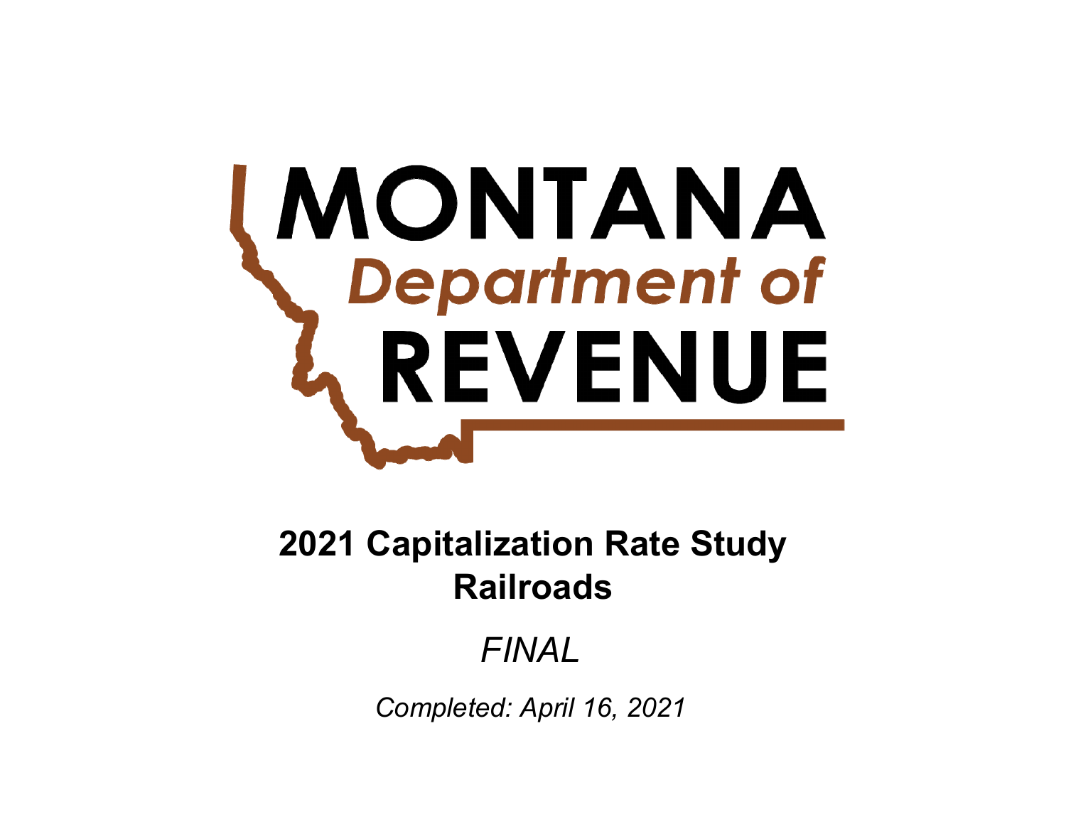MONTANA

*Department of*

REVENUE

# 2021 Capitalization Rate Study
## Railroads

*FINAL*

*Completed: April 16, 2021*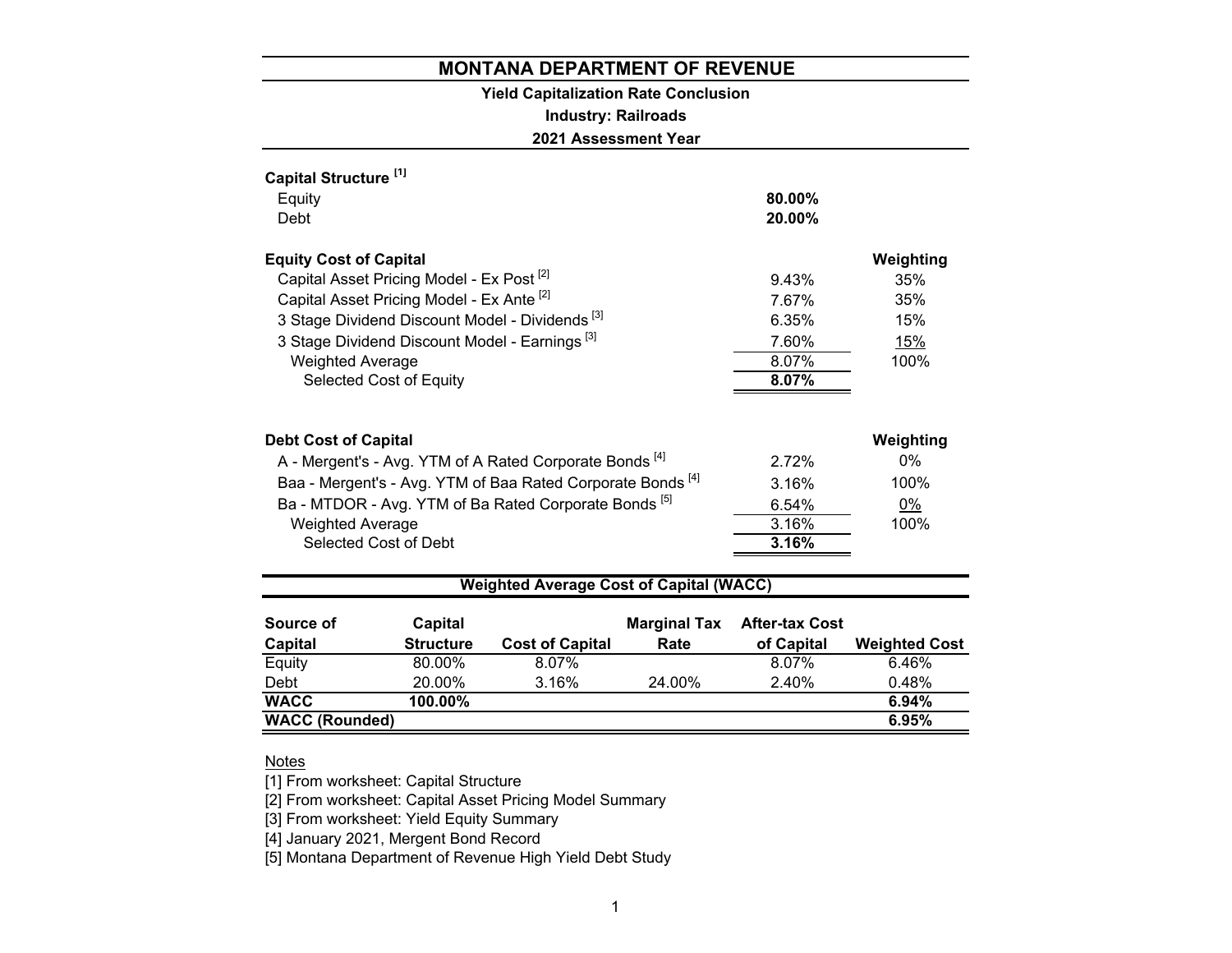# MONTANA DEPARTMENT OF REVENUE

## Yield Capitalization Rate Conclusion

### Industry: Railroads

### 2021 Assessment Year

| **Capital Structure** [1] | | |
|---|---|---|
| Equity | **80.00%** | |
| Debt | **20.00%** | |

| **Equity Cost of Capital** | | **Weighting** |
|---|---|---|
| Capital Asset Pricing Model - Ex Post [2] | 9.43% | 35% |
| Capital Asset Pricing Model - Ex Ante [2] | 7.67% | 35% |
| 3 Stage Dividend Discount Model - Dividends [3] | 6.35% | 15% |
| 3 Stage Dividend Discount Model - Earnings [3] | 7.60% | 15% |
| Weighted Average | 8.07% | 100% |
| Selected Cost of Equity | **8.07%** | |

| **Debt Cost of Capital** | | **Weighting** |
|---|---|---|
| A - Mergent's - Avg. YTM of A Rated Corporate Bonds [4] | 2.72% | 0% |
| Baa - Mergent's - Avg. YTM of Baa Rated Corporate Bonds [4] | 3.16% | 100% |
| Ba - MTDOR - Avg. YTM of Ba Rated Corporate Bonds [5] | 6.54% | 0% |
| Weighted Average | 3.16% | 100% |
| Selected Cost of Debt | **3.16%** | |

### Weighted Average Cost of Capital (WACC)

| Source of Capital | Capital Structure | Cost of Capital | Marginal Tax Rate | After-tax Cost of Capital | Weighted Cost |
|---|---|---|---|---|---|
| Equity | 80.00% | 8.07% | | 8.07% | 6.46% |
| Debt | 20.00% | 3.16% | 24.00% | 2.40% | 0.48% |
| **WACC** | **100.00%** | | | | **6.94%** |
| **WACC (Rounded)** | | | | | **6.95%** |

Notes

[1] From worksheet: Capital Structure

[2] From worksheet: Capital Asset Pricing Model Summary

[3] From worksheet: Yield Equity Summary

[4] January 2021, Mergent Bond Record

[5] Montana Department of Revenue High Yield Debt Study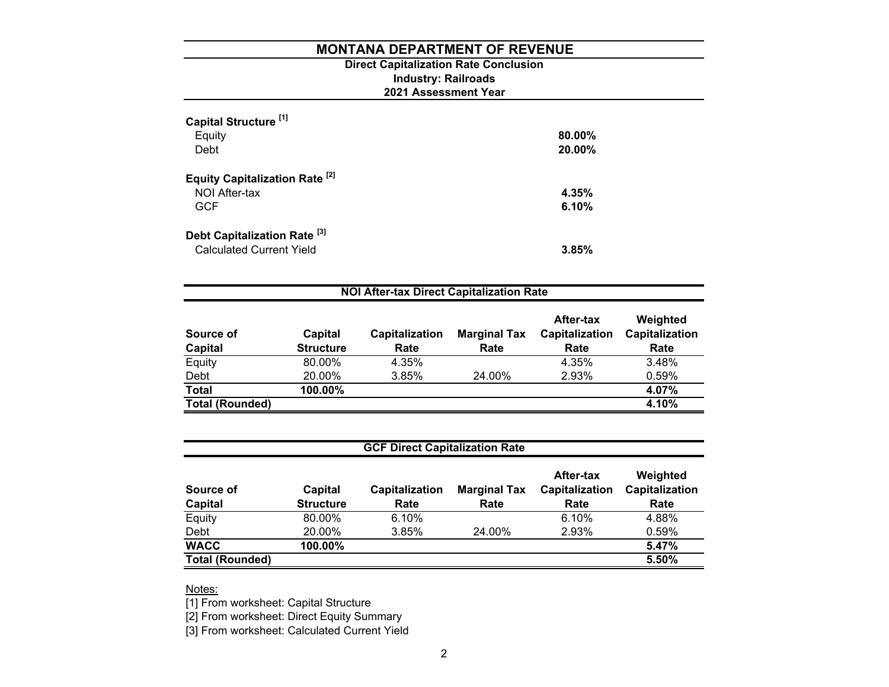# MONTANA DEPARTMENT OF REVENUE

## Direct Capitalization Rate Conclusion

### Industry: Railroads

### 2021 Assessment Year

| | |
|---|---|
| **Capital Structure [1]** | |
| Equity | **80.00%** |
| Debt | **20.00%** |
| **Equity Capitalization Rate [2]** | |
| NOI After-tax | **4.35%** |
| GCF | **6.10%** |
| **Debt Capitalization Rate [3]** | |
| Calculated Current Yield | **3.85%** |

### NOI After-tax Direct Capitalization Rate

| Source of Capital | Capital Structure | Capitalization Rate | Marginal Tax Rate | After-tax Capitalization Rate | Weighted Capitalization Rate |
|---|---|---|---|---|---|
| Equity | 80.00% | 4.35% | | 4.35% | 3.48% |
| Debt | 20.00% | 3.85% | 24.00% | 2.93% | 0.59% |
| **Total** | **100.00%** | | | | **4.07%** |
| **Total (Rounded)** | | | | | **4.10%** |

### GCF Direct Capitalization Rate

| Source of Capital | Capital Structure | Capitalization Rate | Marginal Tax Rate | After-tax Capitalization Rate | Weighted Capitalization Rate |
|---|---|---|---|---|---|
| Equity | 80.00% | 6.10% | | 6.10% | 4.88% |
| Debt | 20.00% | 3.85% | 24.00% | 2.93% | 0.59% |
| **WACC** | **100.00%** | | | | **5.47%** |
| **Total (Rounded)** | | | | | **5.50%** |

Notes:

[1] From worksheet: Capital Structure

[2] From worksheet: Direct Equity Summary

[3] From worksheet: Calculated Current Yield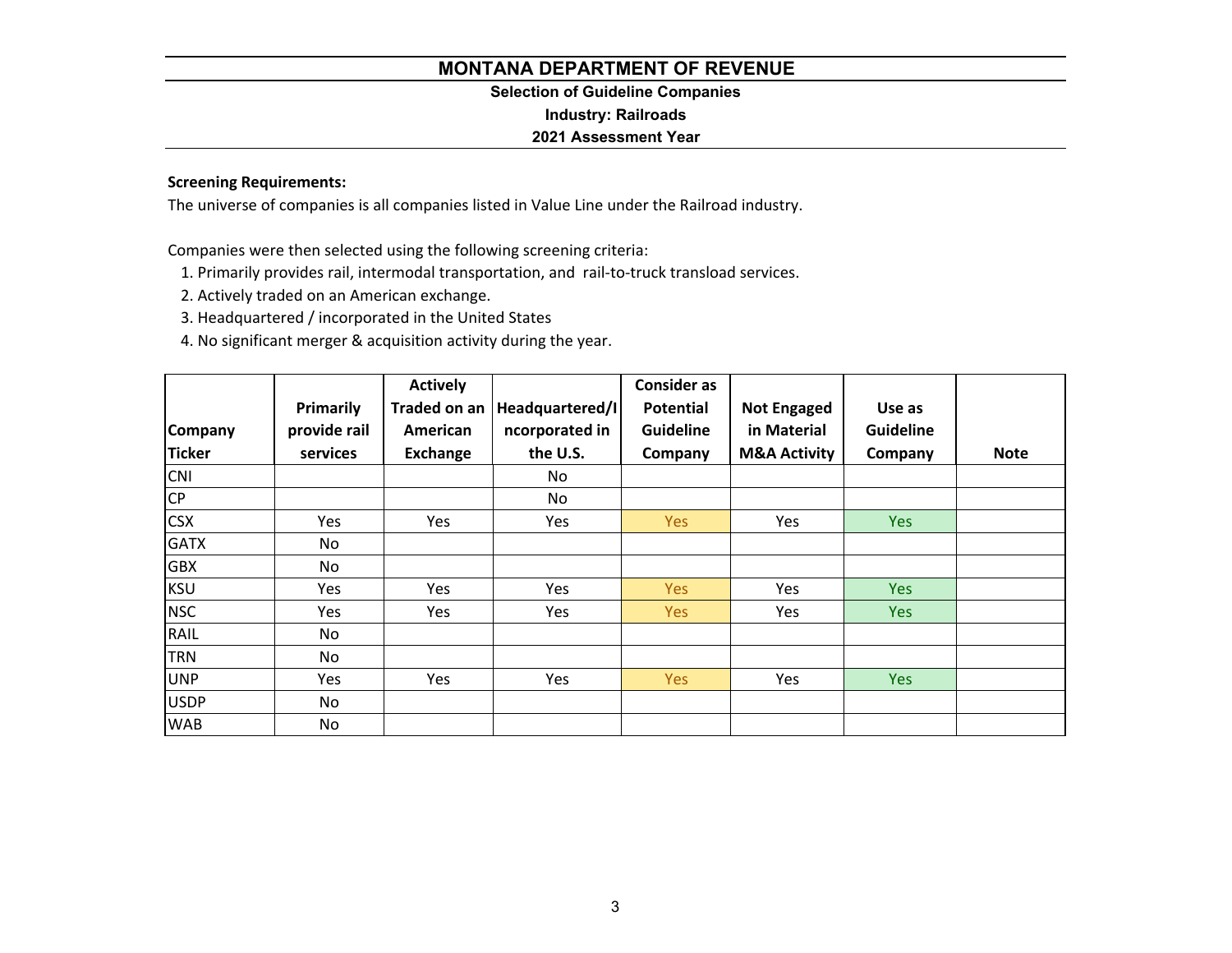# MONTANA DEPARTMENT OF REVENUE

### Selection of Guideline Companies

### Industry: Railroads

### 2021 Assessment Year

**Screening Requirements:**

The universe of companies is all companies listed in Value Line under the Railroad industry.

Companies were then selected using the following screening criteria:

1. Primarily provides rail, intermodal transportation, and rail-to-truck transload services.
2. Actively traded on an American exchange.
3. Headquartered / incorporated in the United States
4. No significant merger & acquisition activity during the year.

| Company Ticker | Primarily provide rail services | Actively Traded on an American Exchange | Headquartered/Incorporated in the U.S. | Consider as Potential Guideline Company | Not Engaged in Material M&A Activity | Use as Guideline Company | Note |
|---|---|---|---|---|---|---|---|
| CNI | | | No | | | | |
| CP | | | No | | | | |
| CSX | Yes | Yes | Yes | Yes | Yes | Yes | |
| GATX | No | | | | | | |
| GBX | No | | | | | | |
| KSU | Yes | Yes | Yes | Yes | Yes | Yes | |
| NSC | Yes | Yes | Yes | Yes | Yes | Yes | |
| RAIL | No | | | | | | |
| TRN | No | | | | | | |
| UNP | Yes | Yes | Yes | Yes | Yes | Yes | |
| USDP | No | | | | | | |
| WAB | No | | | | | | |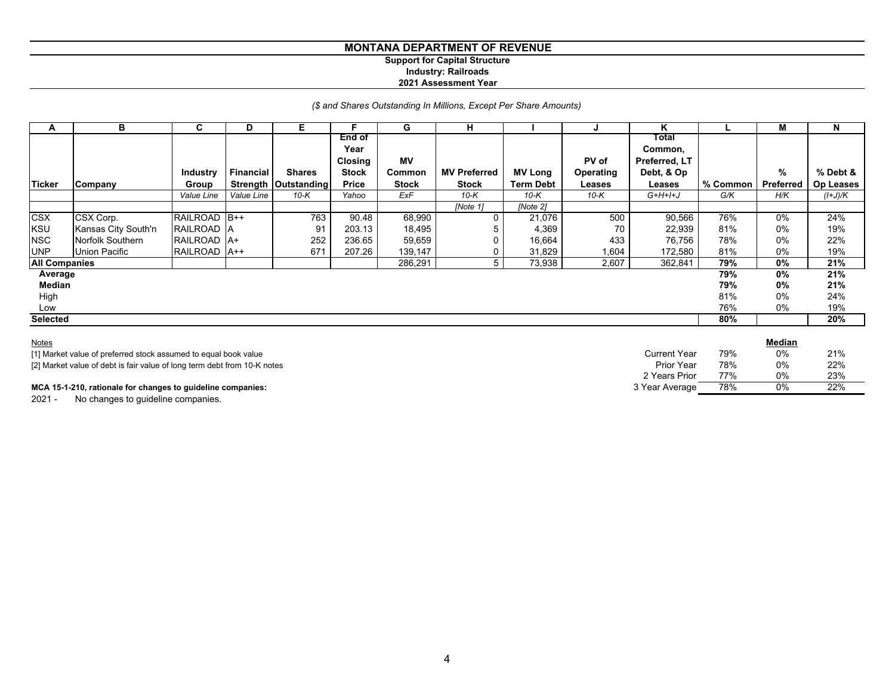# MONTANA DEPARTMENT OF REVENUE

**Support for Capital Structure**
**Industry: Railroads**
**2021 Assessment Year**

*($ and Shares Outstanding In Millions, Except Per Share Amounts)*

| A | B | C | D | E | F | G | H | I | J | K | L | M | N |
|---|---|---|---|---|---|---|---|---|---|---|---|---|---|
| Ticker | Company | Industry Group | Financial Strength | Shares Outstanding | End of Year Closing Stock Price | MV Common Stock | MV Preferred Stock | MV Long Term Debt | PV of Operating Leases | Total Common, Preferred, LT Debt, & Op Leases | % Common | % Preferred | % Debt & Op Leases |
| | | *Value Line* | *Value Line* | *10-K* | *Yahoo* | *ExF* | *10-K* | *10-K* | *10-K* | *G+H+I+J* | *G/K* | *H/K* | *(I+J)/K* |
| | | | | | | | *[Note 1]* | *[Note 2]* | | | | | |
| CSX | CSX Corp. | RAILROAD | B++ | 763 | 90.48 | 68,990 | 0 | 21,076 | 500 | 90,566 | 76% | 0% | 24% |
| KSU | Kansas City South'n | RAILROAD | A | 91 | 203.13 | 18,495 | 5 | 4,369 | 70 | 22,939 | 81% | 0% | 19% |
| NSC | Norfolk Southern | RAILROAD | A+ | 252 | 236.65 | 59,659 | 0 | 16,664 | 433 | 76,756 | 78% | 0% | 22% |
| UNP | Union Pacific | RAILROAD | A++ | 671 | 207.26 | 139,147 | 0 | 31,829 | 1,604 | 172,580 | 81% | 0% | 19% |
| **All Companies** | | | | | | 286,291 | 5 | 73,938 | 2,607 | 362,841 | **79%** | **0%** | **21%** |
| **Average** | | | | | | | | | | | **79%** | **0%** | **21%** |
| **Median** | | | | | | | | | | | **79%** | **0%** | **21%** |
| High | | | | | | | | | | | 81% | 0% | 24% |
| Low | | | | | | | | | | | 76% | 0% | 19% |
| **Selected** | | | | | | | | | | | **80%** | | **20%** |

Notes

[1] Market value of preferred stock assumed to equal book value

[2] Market value of debt is fair value of long term debt from 10-K notes

| Median | % Common | % Preferred | % Debt & Op Leases |
|---|---|---|---|
| Current Year | 79% | 0% | 21% |
| Prior Year | 78% | 0% | 22% |
| 2 Years Prior | 77% | 0% | 23% |
| 3 Year Average | 78% | 0% | 22% |

**MCA 15-1-210, rationale for changes to guideline companies:**

2021 - No changes to guideline companies.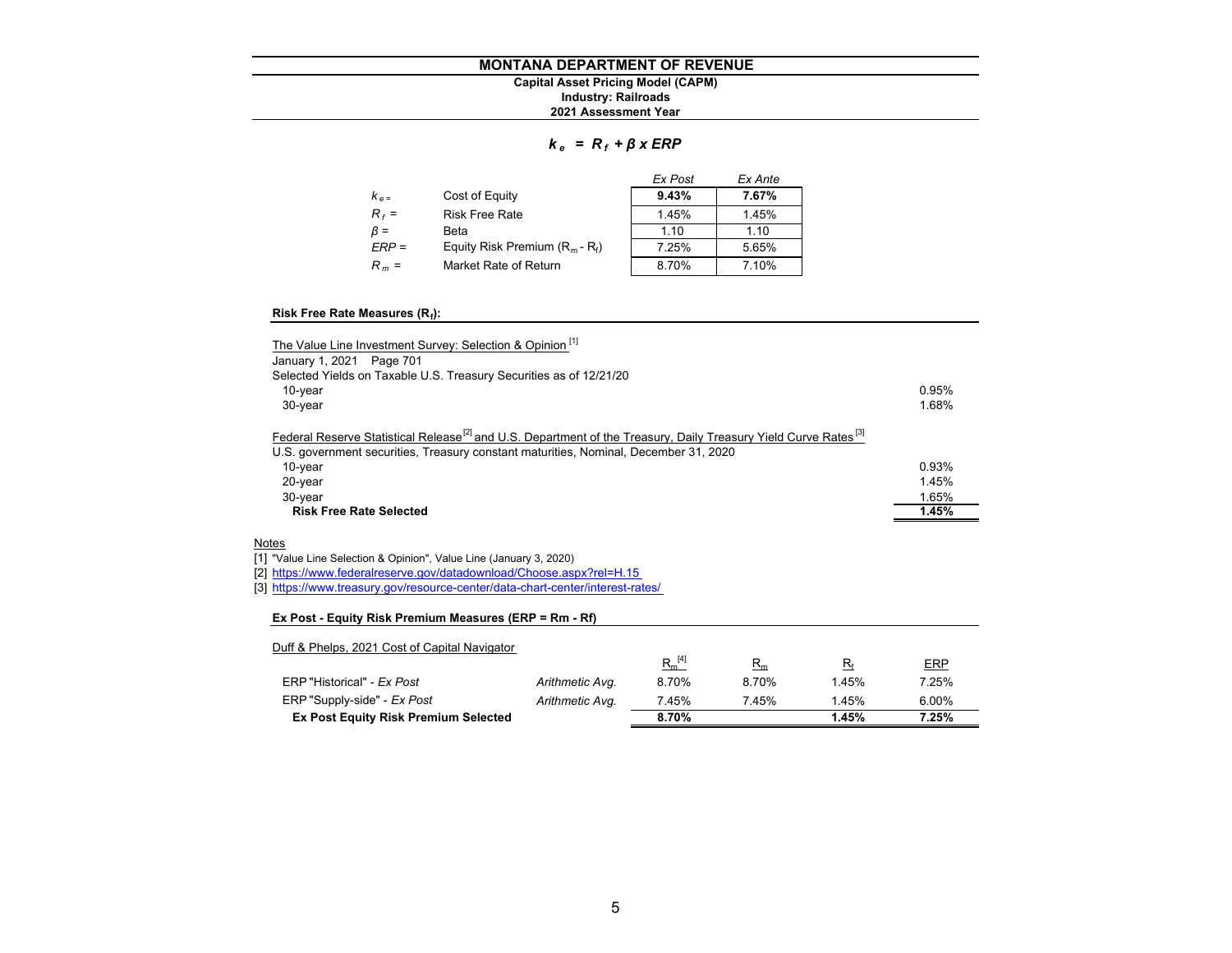# MONTANA DEPARTMENT OF REVENUE

**Capital Asset Pricing Model (CAPM)**
**Industry: Railroads**
**2021 Assessment Year**

$$k_e = R_f + \beta \times ERP$$

| | | *Ex Post* | *Ex Ante* |
|---|---|---|---|
| $k_e$ = | Cost of Equity | **9.43%** | **7.67%** |
| $R_f$ = | Risk Free Rate | 1.45% | 1.45% |
| $\beta$ = | Beta | 1.10 | 1.10 |
| $ERP$ = | Equity Risk Premium ($R_m$ - $R_f$) | 7.25% | 5.65% |
| $R_m$ = | Market Rate of Return | 8.70% | 7.10% |

**Risk Free Rate Measures ($R_f$):**

| | |
|---|---|
| The Value Line Investment Survey: Selection & Opinion [1] | |
| January 1, 2021 Page 701 | |
| Selected Yields on Taxable U.S. Treasury Securities as of 12/21/20 | |
| 10-year | 0.95% |
| 30-year | 1.68% |
| Federal Reserve Statistical Release [2] and U.S. Department of the Treasury, Daily Treasury Yield Curve Rates [3] | |
| U.S. government securities, Treasury constant maturities, Nominal, December 31, 2020 | |
| 10-year | 0.93% |
| 20-year | 1.45% |
| 30-year | 1.65% |
| **Risk Free Rate Selected** | **1.45%** |

Notes

[1] "Value Line Selection & Opinion", Value Line (January 3, 2020)
[2] https://www.federalreserve.gov/datadownload/Choose.aspx?rel=H.15
[3] https://www.treasury.gov/resource-center/data-chart-center/interest-rates/

**Ex Post - Equity Risk Premium Measures (ERP = Rm - Rf)**

Duff & Phelps, 2021 Cost of Capital Navigator

| | | $R_m$ [4] | $R_m$ | $R_f$ | ERP |
|---|---|---|---|---|---|
| ERP "Historical" - *Ex Post* | *Arithmetic Avg.* | 8.70% | 8.70% | 1.45% | 7.25% |
| ERP "Supply-side" - *Ex Post* | *Arithmetic Avg.* | 7.45% | 7.45% | 1.45% | 6.00% |
| **Ex Post Equity Risk Premium Selected** | | **8.70%** | | **1.45%** | **7.25%** |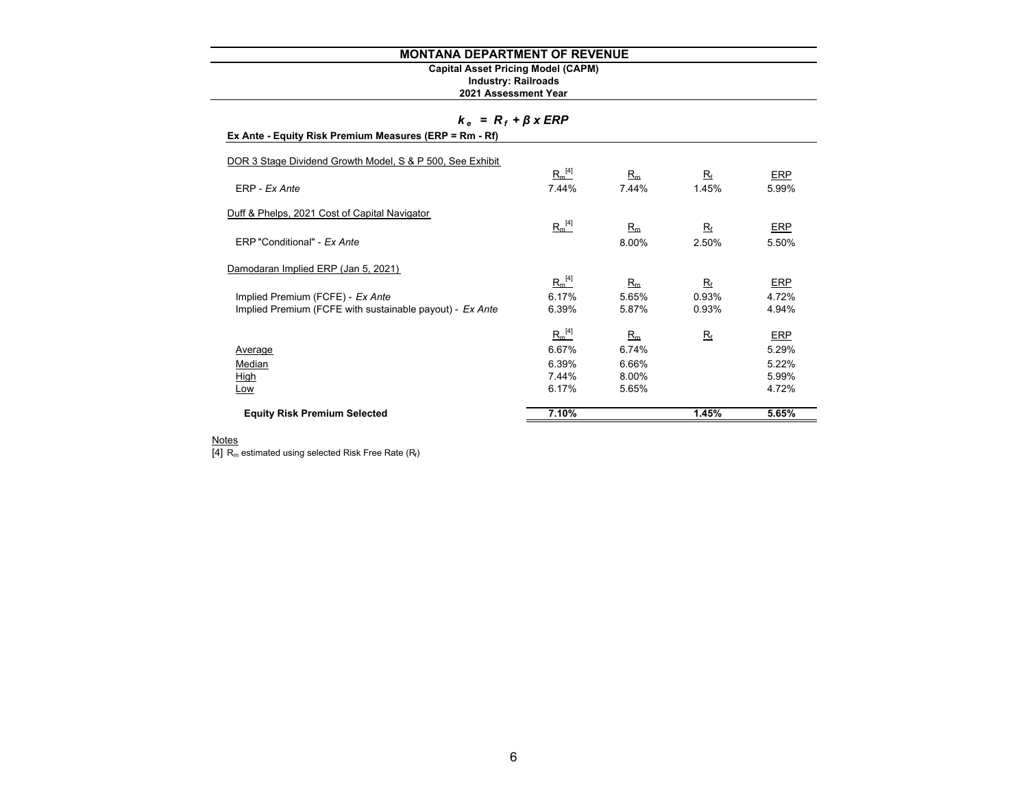# MONTANA DEPARTMENT OF REVENUE

**Capital Asset Pricing Model (CAPM)**
**Industry: Railroads**
**2021 Assessment Year**

$$k_e = R_f + \beta \times ERP$$

**Ex Ante - Equity Risk Premium Measures (ERP = Rm - Rf)**

| | $R_m$ [4] | $R_m$ | $R_f$ | ERP |
|---|---|---|---|---|
| DOR 3 Stage Dividend Growth Model, S & P 500, See Exhibit | | | | |
| ERP - *Ex Ante* | 7.44% | 7.44% | 1.45% | 5.99% |
| Duff & Phelps, 2021 Cost of Capital Navigator | | | | |
| ERP "Conditional" - *Ex Ante* | | 8.00% | 2.50% | 5.50% |
| Damodaran Implied ERP (Jan 5, 2021) | | | | |
| Implied Premium (FCFE) - *Ex Ante* | 6.17% | 5.65% | 0.93% | 4.72% |
| Implied Premium (FCFE with sustainable payout) - *Ex Ante* | 6.39% | 5.87% | 0.93% | 4.94% |
| Average | 6.67% | 6.74% | | 5.29% |
| Median | 6.39% | 6.66% | | 5.22% |
| High | 7.44% | 8.00% | | 5.99% |
| Low | 6.17% | 5.65% | | 4.72% |
| **Equity Risk Premium Selected** | **7.10%** | | **1.45%** | **5.65%** |

Notes

[4] $R_m$ estimated using selected Risk Free Rate ($R_f$)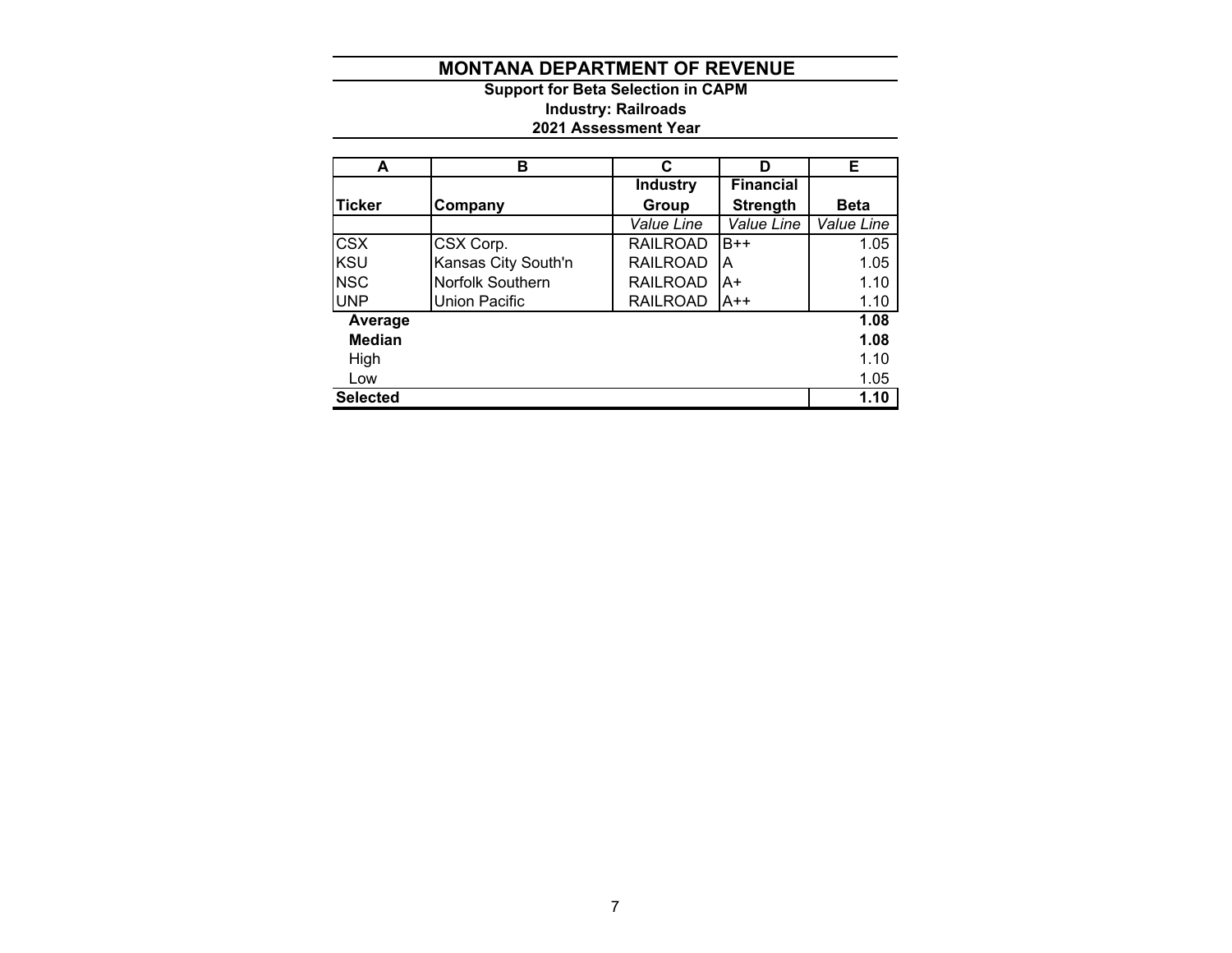# MONTANA DEPARTMENT OF REVENUE

**Support for Beta Selection in CAPM**

**Industry: Railroads**

**2021 Assessment Year**

| A | B | C | D | E |
|---|---|---|---|---|
| **Ticker** | **Company** | **Industry Group** | **Financial Strength** | **Beta** |
| | | *Value Line* | *Value Line* | *Value Line* |
| CSX | CSX Corp. | RAILROAD | B++ | 1.05 |
| KSU | Kansas City South'n | RAILROAD | A | 1.05 |
| NSC | Norfolk Southern | RAILROAD | A+ | 1.10 |
| UNP | Union Pacific | RAILROAD | A++ | 1.10 |
| **Average** | | | | **1.08** |
| **Median** | | | | **1.08** |
| High | | | | 1.10 |
| Low | | | | 1.05 |
| **Selected** | | | | **1.10** |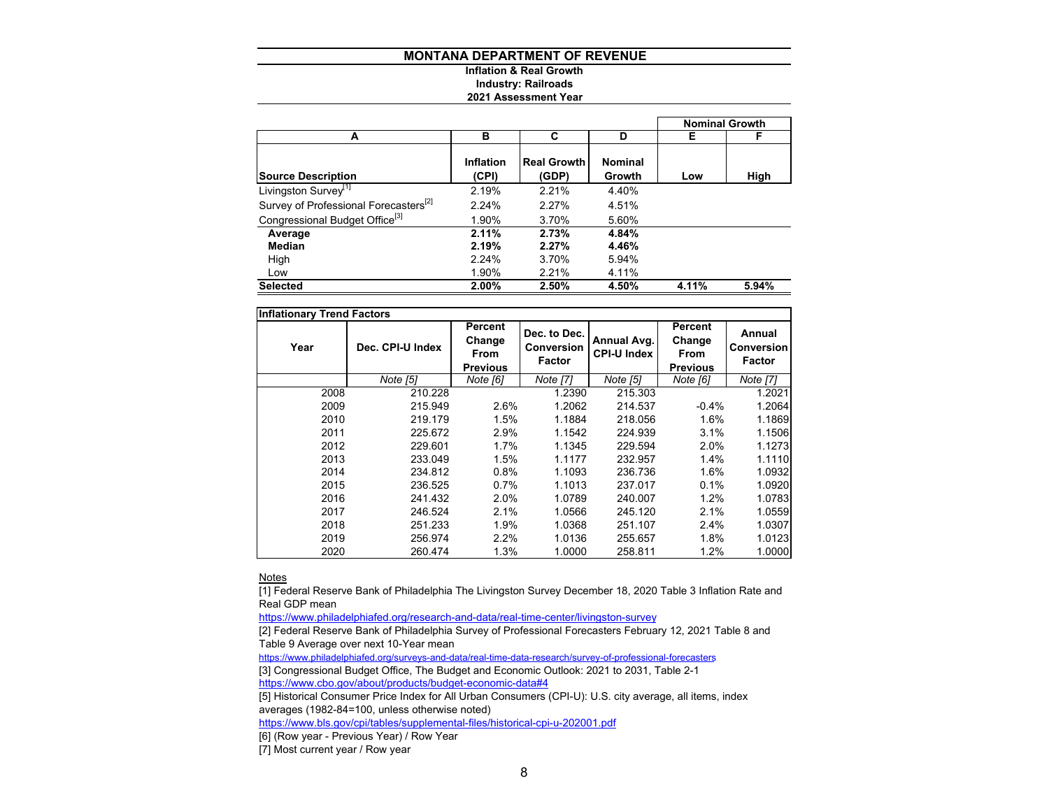# MONTANA DEPARTMENT OF REVENUE

**Inflation & Real Growth**
**Industry: Railroads**
**2021 Assessment Year**

| A | B | C | D | E | F |
|---|---|---|---|---|---|
| | | | | Nominal Growth | |
| **Source Description** | **Inflation (CPI)** | **Real Growth (GDP)** | **Nominal Growth** | **Low** | **High** |
| Livingston Survey[1] | 2.19% | 2.21% | 4.40% | | |
| Survey of Professional Forecasters[2] | 2.24% | 2.27% | 4.51% | | |
| Congressional Budget Office[3] | 1.90% | 3.70% | 5.60% | | |
| **Average** | **2.11%** | **2.73%** | **4.84%** | | |
| **Median** | **2.19%** | **2.27%** | **4.46%** | | |
| High | 2.24% | 3.70% | 5.94% | | |
| Low | 1.90% | 2.21% | 4.11% | | |
| **Selected** | **2.00%** | **2.50%** | **4.50%** | **4.11%** | **5.94%** |

**Inflationary Trend Factors**

| Year | Dec. CPI-U Index | Percent Change From Previous | Dec. to Dec. Conversion Factor | Annual Avg. CPI-U Index | Percent Change From Previous | Annual Conversion Factor |
|---|---|---|---|---|---|---|
| | *Note [5]* | *Note [6]* | *Note [7]* | *Note [5]* | *Note [6]* | *Note [7]* |
| 2008 | 210.228 | | 1.2390 | 215.303 | | 1.2021 |
| 2009 | 215.949 | 2.6% | 1.2062 | 214.537 | -0.4% | 1.2064 |
| 2010 | 219.179 | 1.5% | 1.1884 | 218.056 | 1.6% | 1.1869 |
| 2011 | 225.672 | 2.9% | 1.1542 | 224.939 | 3.1% | 1.1506 |
| 2012 | 229.601 | 1.7% | 1.1345 | 229.594 | 2.0% | 1.1273 |
| 2013 | 233.049 | 1.5% | 1.1177 | 232.957 | 1.4% | 1.1110 |
| 2014 | 234.812 | 0.8% | 1.1093 | 236.736 | 1.6% | 1.0932 |
| 2015 | 236.525 | 0.7% | 1.1013 | 237.017 | 0.1% | 1.0920 |
| 2016 | 241.432 | 2.0% | 1.0789 | 240.007 | 1.2% | 1.0783 |
| 2017 | 246.524 | 2.1% | 1.0566 | 245.120 | 2.1% | 1.0559 |
| 2018 | 251.233 | 1.9% | 1.0368 | 251.107 | 2.4% | 1.0307 |
| 2019 | 256.974 | 2.2% | 1.0136 | 255.657 | 1.8% | 1.0123 |
| 2020 | 260.474 | 1.3% | 1.0000 | 258.811 | 1.2% | 1.0000 |

Notes

[1] Federal Reserve Bank of Philadelphia The Livingston Survey December 18, 2020 Table 3 Inflation Rate and Real GDP mean
https://www.philadelphiafed.org/research-and-data/real-time-center/livingston-survey

[2] Federal Reserve Bank of Philadelphia Survey of Professional Forecasters February 12, 2021 Table 8 and Table 9 Average over next 10-Year mean
https://www.philadelphiafed.org/surveys-and-data/real-time-data-research/survey-of-professional-forecasters

[3] Congressional Budget Office, The Budget and Economic Outlook: 2021 to 2031, Table 2-1
https://www.cbo.gov/about/products/budget-economic-data#4

[5] Historical Consumer Price Index for All Urban Consumers (CPI-U): U.S. city average, all items, index averages (1982-84=100, unless otherwise noted)
https://www.bls.gov/cpi/tables/supplemental-files/historical-cpi-u-202001.pdf

[6] (Row year - Previous Year) / Row Year

[7] Most current year / Row year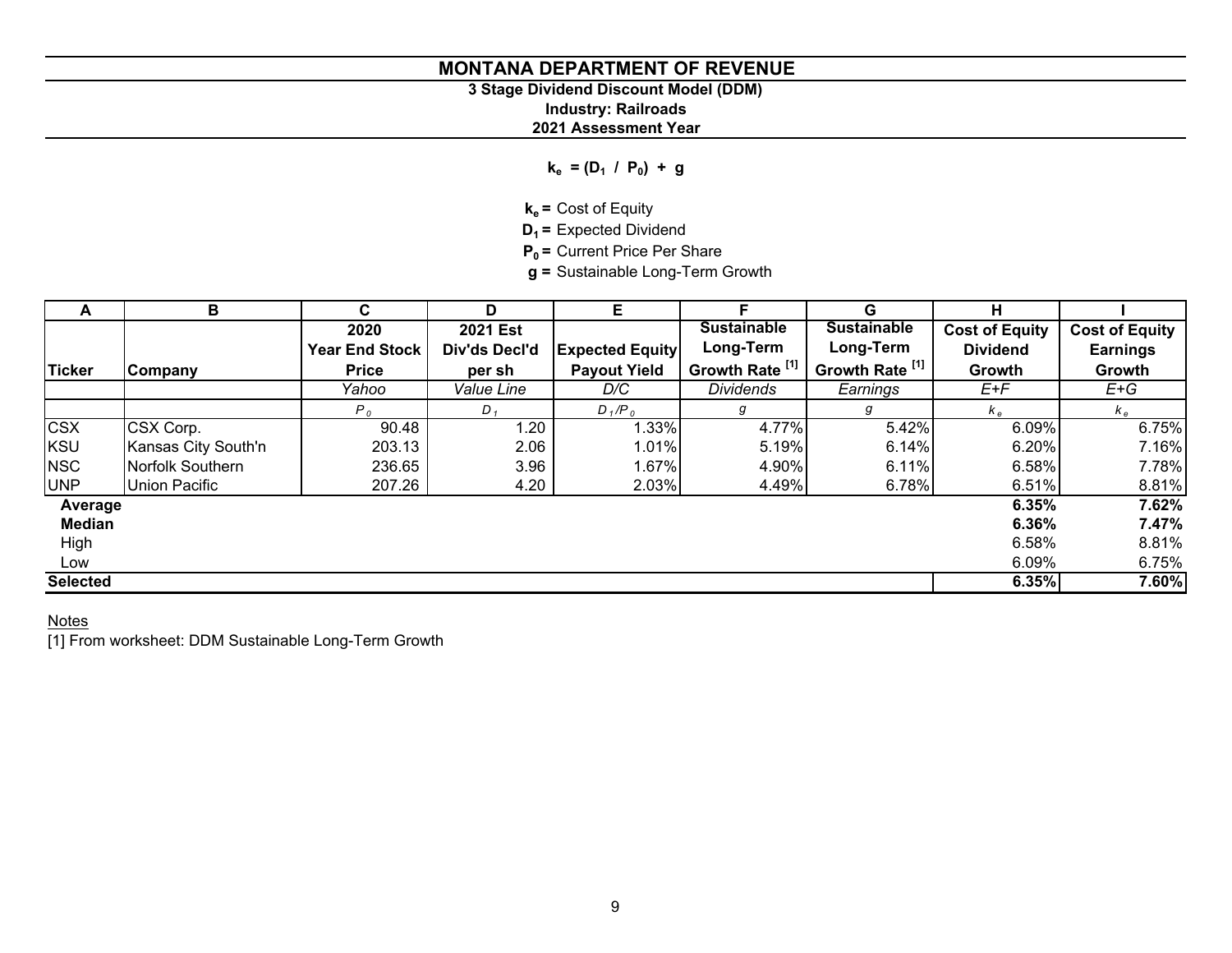# MONTANA DEPARTMENT OF REVENUE

### 3 Stage Dividend Discount Model (DDM)

### Industry: Railroads

### 2021 Assessment Year

$$k_e = (D_1 / P_0) + g$$

**$k_e$ =** Cost of Equity
**$D_1$ =** Expected Dividend
**$P_0$ =** Current Price Per Share
**g =** Sustainable Long-Term Growth

| A | B | C | D | E | F | G | H | I |
|---|---|---|---|---|---|---|---|---|
| Ticker | Company | 2020 Year End Stock Price | 2021 Est Div'ds Decl'd per sh | Expected Equity Payout Yield | Sustainable Long-Term Growth Rate [1] | Sustainable Long-Term Growth Rate [1] | Cost of Equity Dividend Growth | Cost of Equity Earnings Growth |
| | | *Yahoo* | *Value Line* | *D/C* | *Dividends* | *Earnings* | *E+F* | *E+G* |
| | | $P_0$ | $D_1$ | $D_1/P_0$ | $g$ | $g$ | $k_e$ | $k_e$ |
| CSX | CSX Corp. | 90.48 | 1.20 | 1.33% | 4.77% | 5.42% | 6.09% | 6.75% |
| KSU | Kansas City South'n | 203.13 | 2.06 | 1.01% | 5.19% | 6.14% | 6.20% | 7.16% |
| NSC | Norfolk Southern | 236.65 | 3.96 | 1.67% | 4.90% | 6.11% | 6.58% | 7.78% |
| UNP | Union Pacific | 207.26 | 4.20 | 2.03% | 4.49% | 6.78% | 6.51% | 8.81% |
| **Average** | | | | | | | **6.35%** | **7.62%** |
| **Median** | | | | | | | **6.36%** | **7.47%** |
| High | | | | | | | 6.58% | 8.81% |
| Low | | | | | | | 6.09% | 6.75% |
| **Selected** | | | | | | | **6.35%** | **7.60%** |

Notes
[1] From worksheet: DDM Sustainable Long-Term Growth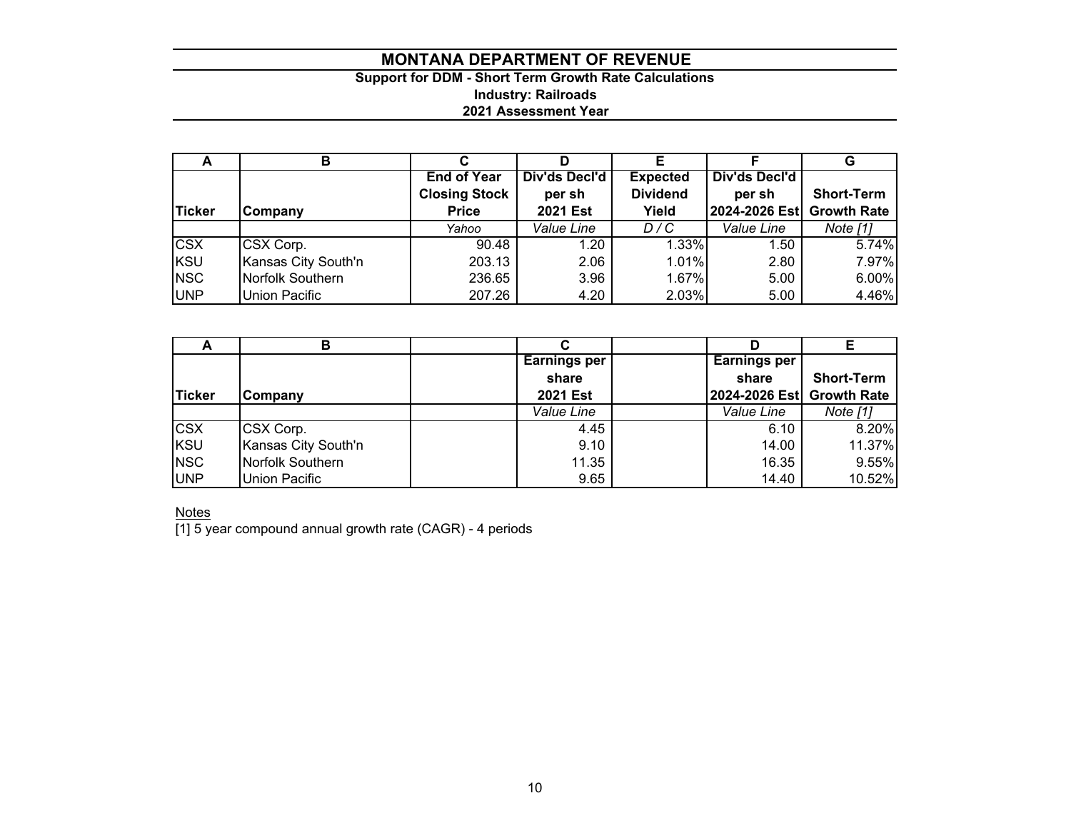# MONTANA DEPARTMENT OF REVENUE

## Support for DDM - Short Term Growth Rate Calculations

### Industry: Railroads

### 2021 Assessment Year

| A | B | C | D | E | F | G |
|---|---|---|---|---|---|---|
| Ticker | Company | End of Year Closing Stock Price | Div'ds Decl'd per sh 2021 Est | Expected Dividend Yield | Div'ds Decl'd per sh 2024-2026 Est | Short-Term Growth Rate |
| | | *Yahoo* | *Value Line* | *D / C* | *Value Line* | *Note [1]* |
| CSX | CSX Corp. | 90.48 | 1.20 | 1.33% | 1.50 | 5.74% |
| KSU | Kansas City South'n | 203.13 | 2.06 | 1.01% | 2.80 | 7.97% |
| NSC | Norfolk Southern | 236.65 | 3.96 | 1.67% | 5.00 | 6.00% |
| UNP | Union Pacific | 207.26 | 4.20 | 2.03% | 5.00 | 4.46% |

| A | B | | C | | D | E |
|---|---|---|---|---|---|---|
| Ticker | Company | | Earnings per share 2021 Est | | Earnings per share 2024-2026 Est | Short-Term Growth Rate |
| | | | *Value Line* | | *Value Line* | *Note [1]* |
| CSX | CSX Corp. | | 4.45 | | 6.10 | 8.20% |
| KSU | Kansas City South'n | | 9.10 | | 14.00 | 11.37% |
| NSC | Norfolk Southern | | 11.35 | | 16.35 | 9.55% |
| UNP | Union Pacific | | 9.65 | | 14.40 | 10.52% |

Notes

[1] 5 year compound annual growth rate (CAGR) - 4 periods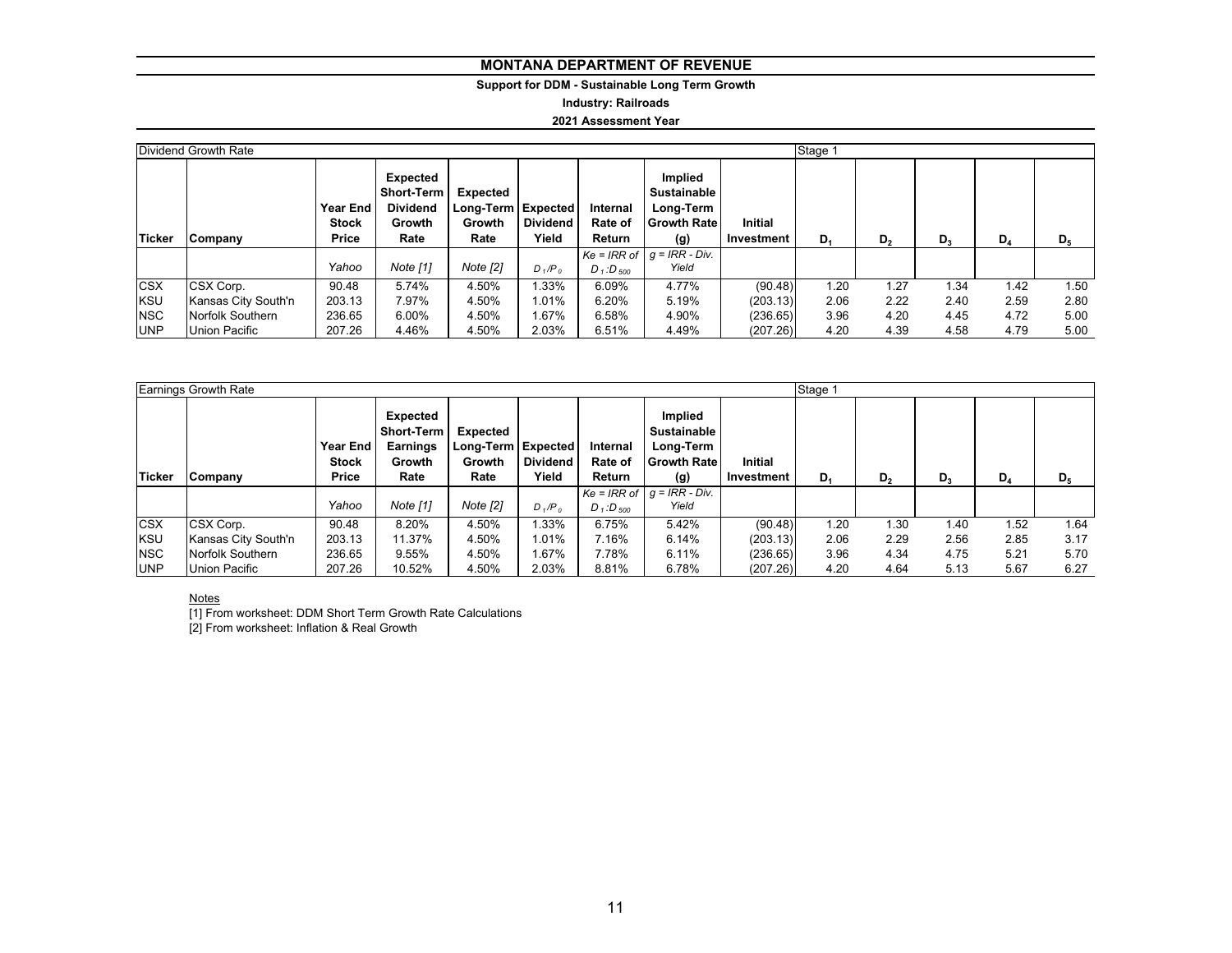# MONTANA DEPARTMENT OF REVENUE

**Support for DDM - Sustainable Long Term Growth**

**Industry: Railroads**

**2021 Assessment Year**

| Dividend Growth Rate | | | | | | | | | Stage 1 | | | | |
|---|---|---|---|---|---|---|---|---|---|---|---|---|---|
| **Ticker** | **Company** | **Year End Stock Price** | **Expected Short-Term Dividend Growth Rate** | **Expected Long-Term Growth Rate** | **Expected Dividend Yield** | **Internal Rate of Return** | **Implied Sustainable Long-Term Growth Rate (g)** | **Initial Investment** | $D_1$ | $D_2$ | $D_3$ | $D_4$ | $D_5$ |
| | | *Yahoo* | *Note [1]* | *Note [2]* | $D_1/P_0$ | *Ke = IRR of* $D_1:D_{500}$ | *g = IRR - Div. Yield* | | | | | | |
| CSX | CSX Corp. | 90.48 | 5.74% | 4.50% | 1.33% | 6.09% | 4.77% | (90.48) | 1.20 | 1.27 | 1.34 | 1.42 | 1.50 |
| KSU | Kansas City South'n | 203.13 | 7.97% | 4.50% | 1.01% | 6.20% | 5.19% | (203.13) | 2.06 | 2.22 | 2.40 | 2.59 | 2.80 |
| NSC | Norfolk Southern | 236.65 | 6.00% | 4.50% | 1.67% | 6.58% | 4.90% | (236.65) | 3.96 | 4.20 | 4.45 | 4.72 | 5.00 |
| UNP | Union Pacific | 207.26 | 4.46% | 4.50% | 2.03% | 6.51% | 4.49% | (207.26) | 4.20 | 4.39 | 4.58 | 4.79 | 5.00 |

| Earnings Growth Rate | | | | | | | | | Stage 1 | | | | |
|---|---|---|---|---|---|---|---|---|---|---|---|---|---|
| **Ticker** | **Company** | **Year End Stock Price** | **Expected Short-Term Earnings Growth Rate** | **Expected Long-Term Growth Rate** | **Expected Dividend Yield** | **Internal Rate of Return** | **Implied Sustainable Long-Term Growth Rate (g)** | **Initial Investment** | $D_1$ | $D_2$ | $D_3$ | $D_4$ | $D_5$ |
| | | *Yahoo* | *Note [1]* | *Note [2]* | $D_1/P_0$ | *Ke = IRR of* $D_1:D_{500}$ | *g = IRR - Div. Yield* | | | | | | |
| CSX | CSX Corp. | 90.48 | 8.20% | 4.50% | 1.33% | 6.75% | 5.42% | (90.48) | 1.20 | 1.30 | 1.40 | 1.52 | 1.64 |
| KSU | Kansas City South'n | 203.13 | 11.37% | 4.50% | 1.01% | 7.16% | 6.14% | (203.13) | 2.06 | 2.29 | 2.56 | 2.85 | 3.17 |
| NSC | Norfolk Southern | 236.65 | 9.55% | 4.50% | 1.67% | 7.78% | 6.11% | (236.65) | 3.96 | 4.34 | 4.75 | 5.21 | 5.70 |
| UNP | Union Pacific | 207.26 | 10.52% | 4.50% | 2.03% | 8.81% | 6.78% | (207.26) | 4.20 | 4.64 | 5.13 | 5.67 | 6.27 |

Notes

[1] From worksheet: DDM Short Term Growth Rate Calculations

[2] From worksheet: Inflation & Real Growth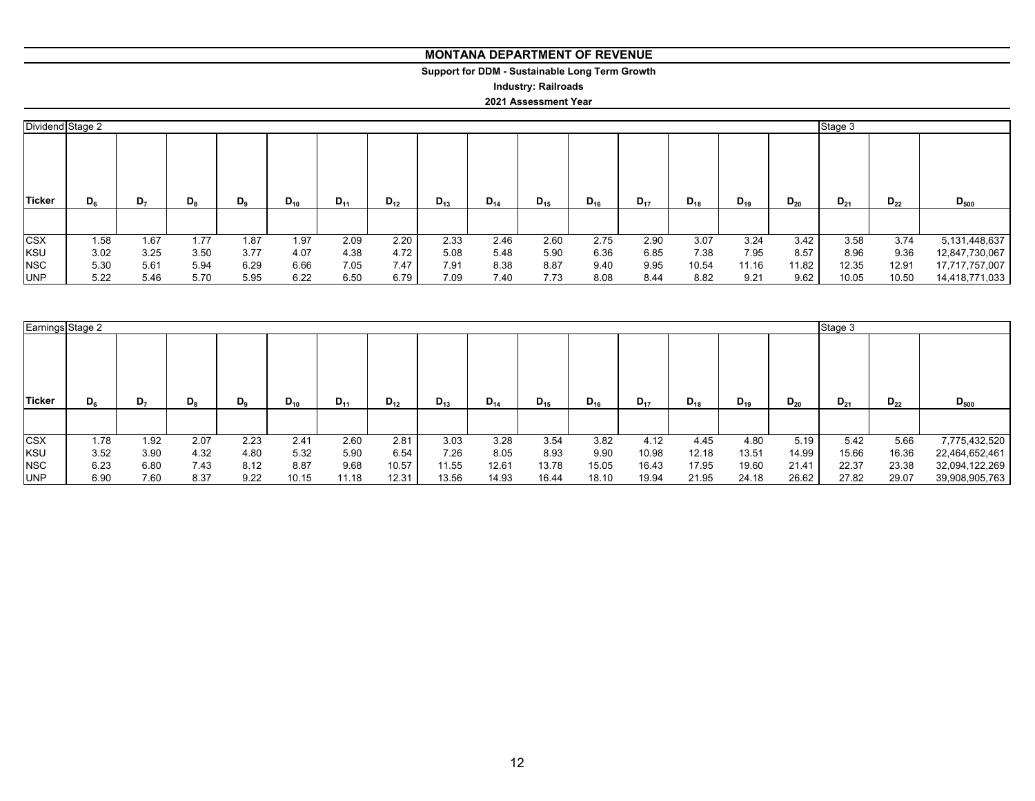# MONTANA DEPARTMENT OF REVENUE

**Support for DDM - Sustainable Long Term Growth**

**Industry: Railroads**

**2021 Assessment Year**

| Dividend | Stage 2 | | | | | | | | | | | | | | | Stage 3 | | |
|---|---|---|---|---|---|---|---|---|---|---|---|---|---|---|---|---|---|---|
| **Ticker** | $D_6$ | $D_7$ | $D_8$ | $D_9$ | $D_{10}$ | $D_{11}$ | $D_{12}$ | $D_{13}$ | $D_{14}$ | $D_{15}$ | $D_{16}$ | $D_{17}$ | $D_{18}$ | $D_{19}$ | $D_{20}$ | $D_{21}$ | $D_{22}$ | $D_{500}$ |
| CSX | 1.58 | 1.67 | 1.77 | 1.87 | 1.97 | 2.09 | 2.20 | 2.33 | 2.46 | 2.60 | 2.75 | 2.90 | 3.07 | 3.24 | 3.42 | 3.58 | 3.74 | 5,131,448,637 |
| KSU | 3.02 | 3.25 | 3.50 | 3.77 | 4.07 | 4.38 | 4.72 | 5.08 | 5.48 | 5.90 | 6.36 | 6.85 | 7.38 | 7.95 | 8.57 | 8.96 | 9.36 | 12,847,730,067 |
| NSC | 5.30 | 5.61 | 5.94 | 6.29 | 6.66 | 7.05 | 7.47 | 7.91 | 8.38 | 8.87 | 9.40 | 9.95 | 10.54 | 11.16 | 11.82 | 12.35 | 12.91 | 17,717,757,007 |
| UNP | 5.22 | 5.46 | 5.70 | 5.95 | 6.22 | 6.50 | 6.79 | 7.09 | 7.40 | 7.73 | 8.08 | 8.44 | 8.82 | 9.21 | 9.62 | 10.05 | 10.50 | 14,418,771,033 |

| Earnings | Stage 2 | | | | | | | | | | | | | | | Stage 3 | | |
|---|---|---|---|---|---|---|---|---|---|---|---|---|---|---|---|---|---|---|
| **Ticker** | $D_6$ | $D_7$ | $D_8$ | $D_9$ | $D_{10}$ | $D_{11}$ | $D_{12}$ | $D_{13}$ | $D_{14}$ | $D_{15}$ | $D_{16}$ | $D_{17}$ | $D_{18}$ | $D_{19}$ | $D_{20}$ | $D_{21}$ | $D_{22}$ | $D_{500}$ |
| CSX | 1.78 | 1.92 | 2.07 | 2.23 | 2.41 | 2.60 | 2.81 | 3.03 | 3.28 | 3.54 | 3.82 | 4.12 | 4.45 | 4.80 | 5.19 | 5.42 | 5.66 | 7,775,432,520 |
| KSU | 3.52 | 3.90 | 4.32 | 4.80 | 5.32 | 5.90 | 6.54 | 7.26 | 8.05 | 8.93 | 9.90 | 10.98 | 12.18 | 13.51 | 14.99 | 15.66 | 16.36 | 22,464,652,461 |
| NSC | 6.23 | 6.80 | 7.43 | 8.12 | 8.87 | 9.68 | 10.57 | 11.55 | 12.61 | 13.78 | 15.05 | 16.43 | 17.95 | 19.60 | 21.41 | 22.37 | 23.38 | 32,094,122,269 |
| UNP | 6.90 | 7.60 | 8.37 | 9.22 | 10.15 | 11.18 | 12.31 | 13.56 | 14.93 | 16.44 | 18.10 | 19.94 | 21.95 | 24.18 | 26.62 | 27.82 | 29.07 | 39,908,905,763 |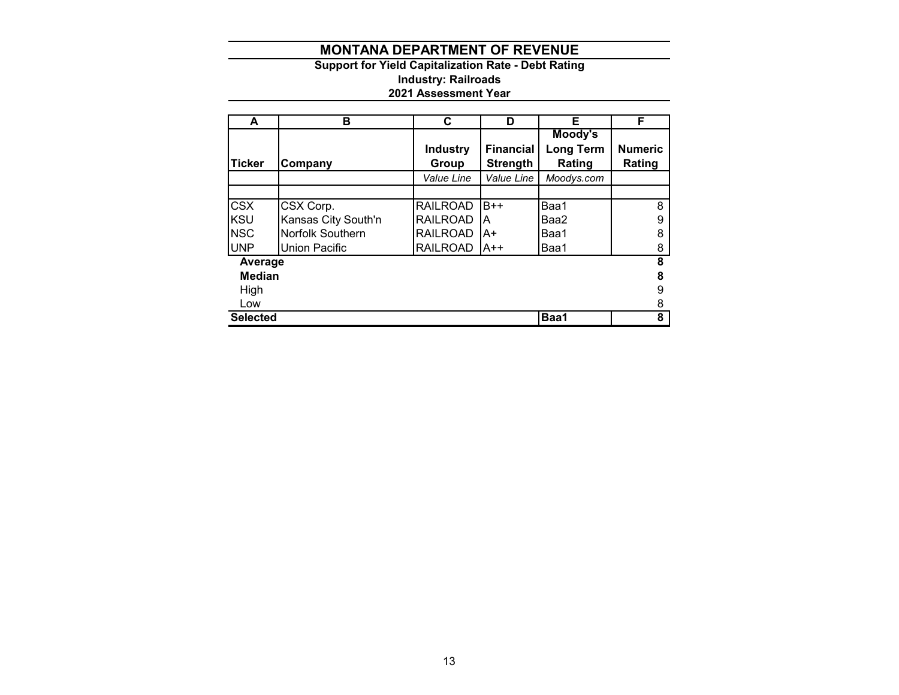# MONTANA DEPARTMENT OF REVENUE

**Support for Yield Capitalization Rate - Debt Rating**

**Industry: Railroads**

**2021 Assessment Year**

| A | B | C | D | E | F |
|---|---|---|---|---|---|
| **Ticker** | **Company** | **Industry Group** | **Financial Strength** | **Moody's Long Term Rating** | **Numeric Rating** |
| | | *Value Line* | *Value Line* | *Moodys.com* | |
| | | | | | |
| CSX | CSX Corp. | RAILROAD | B++ | Baa1 | 8 |
| KSU | Kansas City South'n | RAILROAD | A | Baa2 | 9 |
| NSC | Norfolk Southern | RAILROAD | A+ | Baa1 | 8 |
| UNP | Union Pacific | RAILROAD | A++ | Baa1 | 8 |
| **Average** | | | | | **8** |
| **Median** | | | | | **8** |
| High | | | | | 9 |
| Low | | | | | 8 |
| **Selected** | | | | **Baa1** | **8** |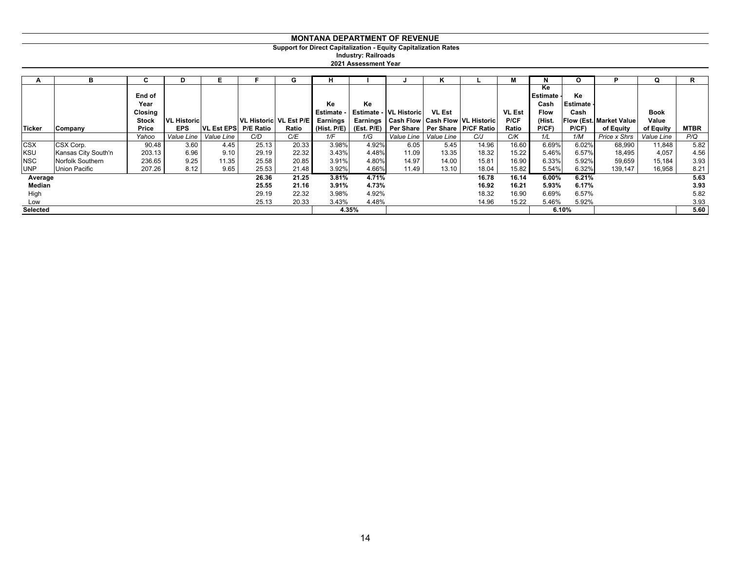# MONTANA DEPARTMENT OF REVENUE

**Support for Direct Capitalization - Equity Capitalization Rates**

**Industry: Railroads**

**2021 Assessment Year**

| A | B | C | D | E | F | G | H | I | J | K | L | M | N | O | P | Q | R |
|---|---|---|---|---|---|---|---|---|---|---|---|---|---|---|---|---|---|
| **Ticker** | **Company** | **End of Year Closing Stock Price** | **VL Historic EPS** | **VL Est EPS** | **VL Historic P/E Ratio** | **VL Est P/E Ratio** | **Ke Estimate - Earnings (Hist. P/E)** | **Ke Estimate - Earnings (Est. P/E)** | **VL Historic Cash Flow Per Share** | **VL Est Cash Flow Per Share** | **VL Historic P/CF Ratio** | **VL Est P/CF Ratio** | **Ke Estimate - Cash Flow (Hist. P/CF)** | **Ke Estimate - Cash Flow (Est. P/CF)** | **Market Value of Equity** | **Book Value of Equity** | **MTBR** |
| | | *Yahoo* | *Value Line* | *Value Line* | *C/D* | *C/E* | *1/F* | *1/G* | *Value Line* | *Value Line* | *C/J* | *C/K* | *1/L* | *1/M* | *Price x Shrs* | *Value Line* | *P/Q* |
| CSX | CSX Corp. | 90.48 | 3.60 | 4.45 | 25.13 | 20.33 | 3.98% | 4.92% | 6.05 | 5.45 | 14.96 | 16.60 | 6.69% | 6.02% | 68,990 | 11,848 | 5.82 |
| KSU | Kansas City South'n | 203.13 | 6.96 | 9.10 | 29.19 | 22.32 | 3.43% | 4.48% | 11.09 | 13.35 | 18.32 | 15.22 | 5.46% | 6.57% | 18,495 | 4,057 | 4.56 |
| NSC | Norfolk Southern | 236.65 | 9.25 | 11.35 | 25.58 | 20.85 | 3.91% | 4.80% | 14.97 | 14.00 | 15.81 | 16.90 | 6.33% | 5.92% | 59,659 | 15,184 | 3.93 |
| UNP | Union Pacific | 207.26 | 8.12 | 9.65 | 25.53 | 21.48 | 3.92% | 4.66% | 11.49 | 13.10 | 18.04 | 15.82 | 5.54% | 6.32% | 139,147 | 16,958 | 8.21 |
| **Average** | | | | | **26.36** | **21.25** | **3.81%** | **4.71%** | | | **16.78** | **16.14** | **6.00%** | **6.21%** | | | **5.63** |
| **Median** | | | | | **25.55** | **21.16** | **3.91%** | **4.73%** | | | **16.92** | **16.21** | **5.93%** | **6.17%** | | | **3.93** |
| High | | | | | 29.19 | 22.32 | 3.98% | 4.92% | | | 18.32 | 16.90 | 6.69% | 6.57% | | | 5.82 |
| Low | | | | | 25.13 | 20.33 | 3.43% | 4.48% | | | 14.96 | 15.22 | 5.46% | 5.92% | | | 3.93 |
| **Selected** | | | | | | | **4.35%** | | | | | | **6.10%** | | | | **5.60** |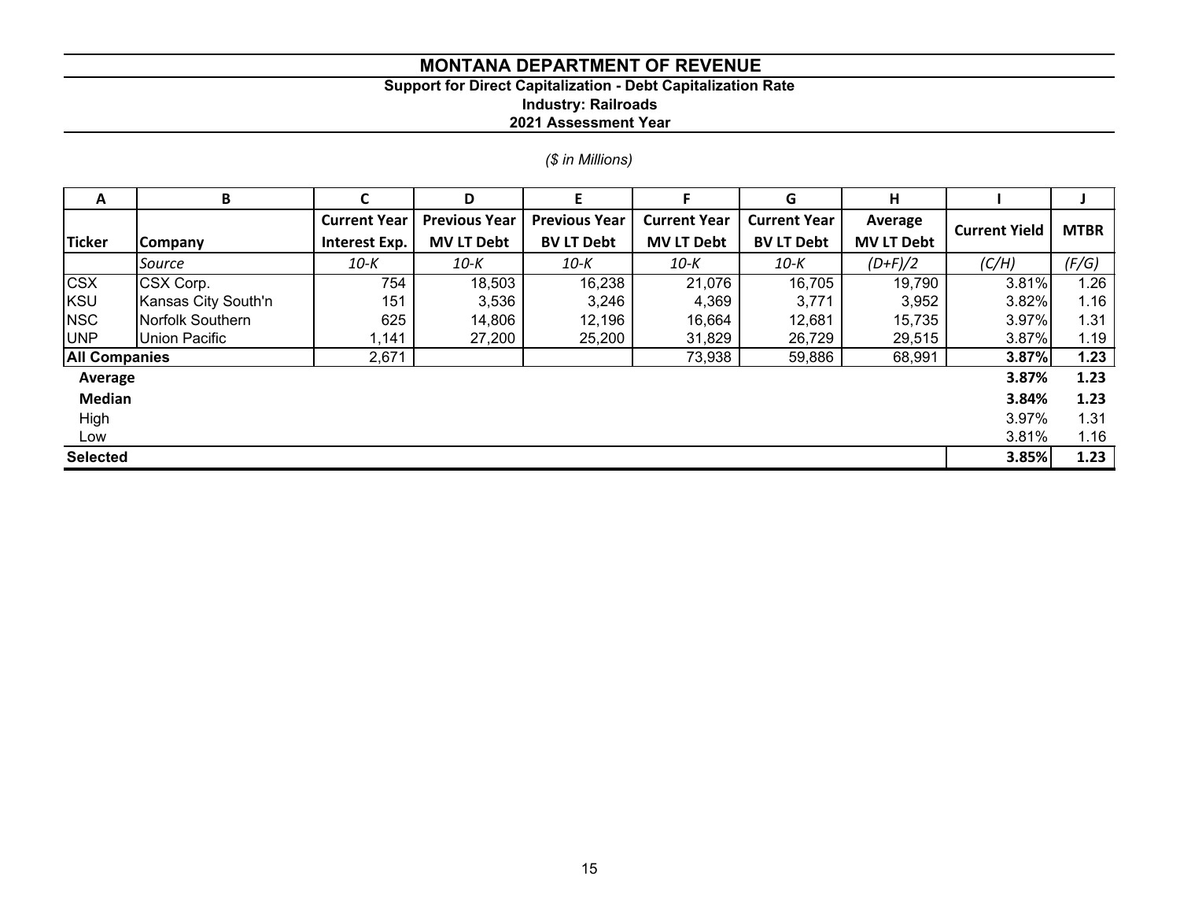# MONTANA DEPARTMENT OF REVENUE

## Support for Direct Capitalization - Debt Capitalization Rate

### Industry: Railroads

### 2021 Assessment Year

*($ in Millions)*

| A | B | C | D | E | F | G | H | I | J |
|---|---|---|---|---|---|---|---|---|---|
| **Ticker** | **Company** | **Current Year Interest Exp.** | **Previous Year MV LT Debt** | **Previous Year BV LT Debt** | **Current Year MV LT Debt** | **Current Year BV LT Debt** | **Average MV LT Debt** | **Current Yield** | **MTBR** |
| | *Source* | *10-K* | *10-K* | *10-K* | *10-K* | *10-K* | *(D+F)/2* | *(C/H)* | *(F/G)* |
| CSX | CSX Corp. | 754 | 18,503 | 16,238 | 21,076 | 16,705 | 19,790 | 3.81% | 1.26 |
| KSU | Kansas City South'n | 151 | 3,536 | 3,246 | 4,369 | 3,771 | 3,952 | 3.82% | 1.16 |
| NSC | Norfolk Southern | 625 | 14,806 | 12,196 | 16,664 | 12,681 | 15,735 | 3.97% | 1.31 |
| UNP | Union Pacific | 1,141 | 27,200 | 25,200 | 31,829 | 26,729 | 29,515 | 3.87% | 1.19 |
| **All Companies** | | 2,671 | | | 73,938 | 59,886 | 68,991 | **3.87%** | **1.23** |
| **Average** | | | | | | | | **3.87%** | **1.23** |
| **Median** | | | | | | | | **3.84%** | **1.23** |
| High | | | | | | | | 3.97% | 1.31 |
| Low | | | | | | | | 3.81% | 1.16 |
| **Selected** | | | | | | | | **3.85%** | **1.23** |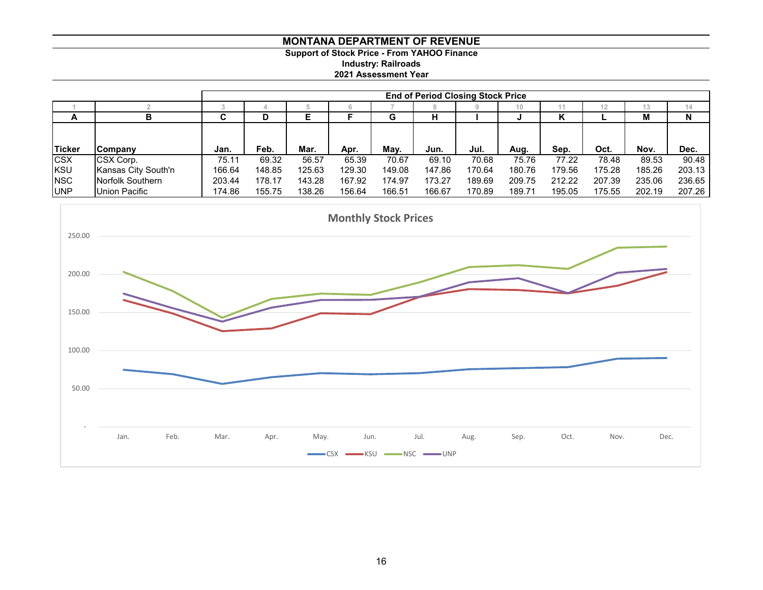# MONTANA DEPARTMENT OF REVENUE

**Support of Stock Price - From YAHOO Finance**
**Industry: Railroads**
**2021 Assessment Year**

| | | End of Period Closing Stock Price | | | | | | | | | | | |
|---|---|---|---|---|---|---|---|---|---|---|---|---|---|
| 1 | 2 | 3 | 4 | 5 | 6 | 7 | 8 | 9 | 10 | 11 | 12 | 13 | 14 |
| A | B | C | D | E | F | G | H | I | J | K | L | M | N |
| Ticker | Company | Jan. | Feb. | Mar. | Apr. | May. | Jun. | Jul. | Aug. | Sep. | Oct. | Nov. | Dec. |
| CSX | CSX Corp. | 75.11 | 69.32 | 56.57 | 65.39 | 70.67 | 69.10 | 70.68 | 75.76 | 77.22 | 78.48 | 89.53 | 90.48 |
| KSU | Kansas City South'n | 166.64 | 148.85 | 125.63 | 129.30 | 149.08 | 147.86 | 170.64 | 180.76 | 179.56 | 175.28 | 185.26 | 203.13 |
| NSC | Norfolk Southern | 203.44 | 178.17 | 143.28 | 167.92 | 174.97 | 173.27 | 189.69 | 209.75 | 212.22 | 207.39 | 235.06 | 236.65 |
| UNP | Union Pacific | 174.86 | 155.75 | 138.26 | 156.64 | 166.51 | 166.67 | 170.89 | 189.71 | 195.05 | 175.55 | 202.19 | 207.26 |

**Monthly Stock Prices**

(Line chart: y-axis -, 50.00, 100.00, 150.00, 200.00, 250.00; x-axis Jan. through Dec.; legend: CSX, KSU, NSC, UNP)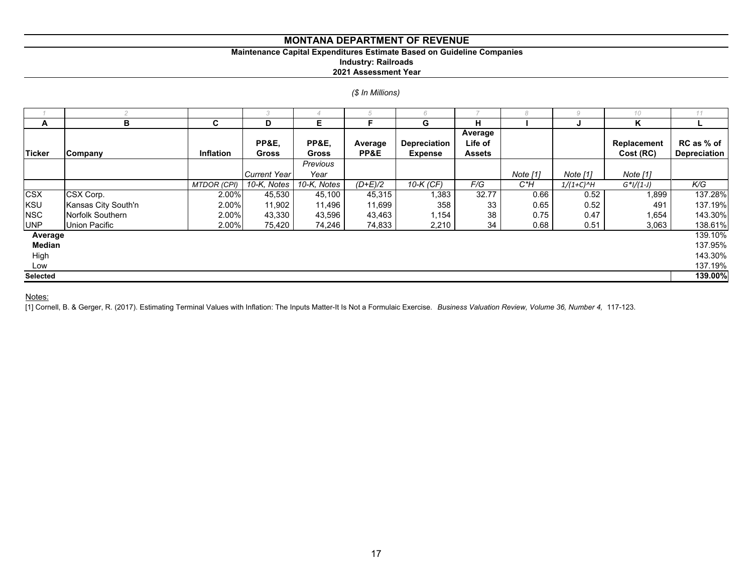**MONTANA DEPARTMENT OF REVENUE**

**Maintenance Capital Expenditures Estimate Based on Guideline Companies**

**Industry: Railroads**

**2021 Assessment Year**

*($ In Millions)*

| *1* | *2* | | *3* | *4* | *5* | *6* | *7* | *8* | *9* | *10* | *11* |
|---|---|---|---|---|---|---|---|---|---|---|---|
| **A** | **B** | **C** | **D** | **E** | **F** | **G** | **H** | **I** | **J** | **K** | **L** |
| **Ticker** | **Company** | **Inflation** | **PP&E, Gross** | **PP&E, Gross** | **Average PP&E** | **Depreciation Expense** | **Average Life of Assets** | | | **Replacement Cost (RC)** | **RC as % of Depreciation** |
| | | | *Current Year* | *Previous Year* | | | | *Note [1]* | *Note [1]* | *Note [1]* | |
| | | *MTDOR (CPI)* | *10-K, Notes* | *10-K, Notes* | *(D+E)/2* | *10-K (CF)* | *F/G* | *C\*H* | *1/(1+C)^H* | *G\*I/(1-J)* | *K/G* |
| CSX | CSX Corp. | 2.00% | 45,530 | 45,100 | 45,315 | 1,383 | 32.77 | 0.66 | 0.52 | 1,899 | 137.28% |
| KSU | Kansas City South'n | 2.00% | 11,902 | 11,496 | 11,699 | 358 | 33 | 0.65 | 0.52 | 491 | 137.19% |
| NSC | Norfolk Southern | 2.00% | 43,330 | 43,596 | 43,463 | 1,154 | 38 | 0.75 | 0.47 | 1,654 | 143.30% |
| UNP | Union Pacific | 2.00% | 75,420 | 74,246 | 74,833 | 2,210 | 34 | 0.68 | 0.51 | 3,063 | 138.61% |
| **Average** | | | | | | | | | | | 139.10% |
| **Median** | | | | | | | | | | | 137.95% |
| High | | | | | | | | | | | 143.30% |
| Low | | | | | | | | | | | 137.19% |
| **Selected** | | | | | | | | | | | **139.00%** |

Notes:

[1] Cornell, B. & Gerger, R. (2017). Estimating Terminal Values with Inflation: The Inputs Matter-It Is Not a Formulaic Exercise. *Business Valuation Review, Volume 36, Number 4,* 117-123.